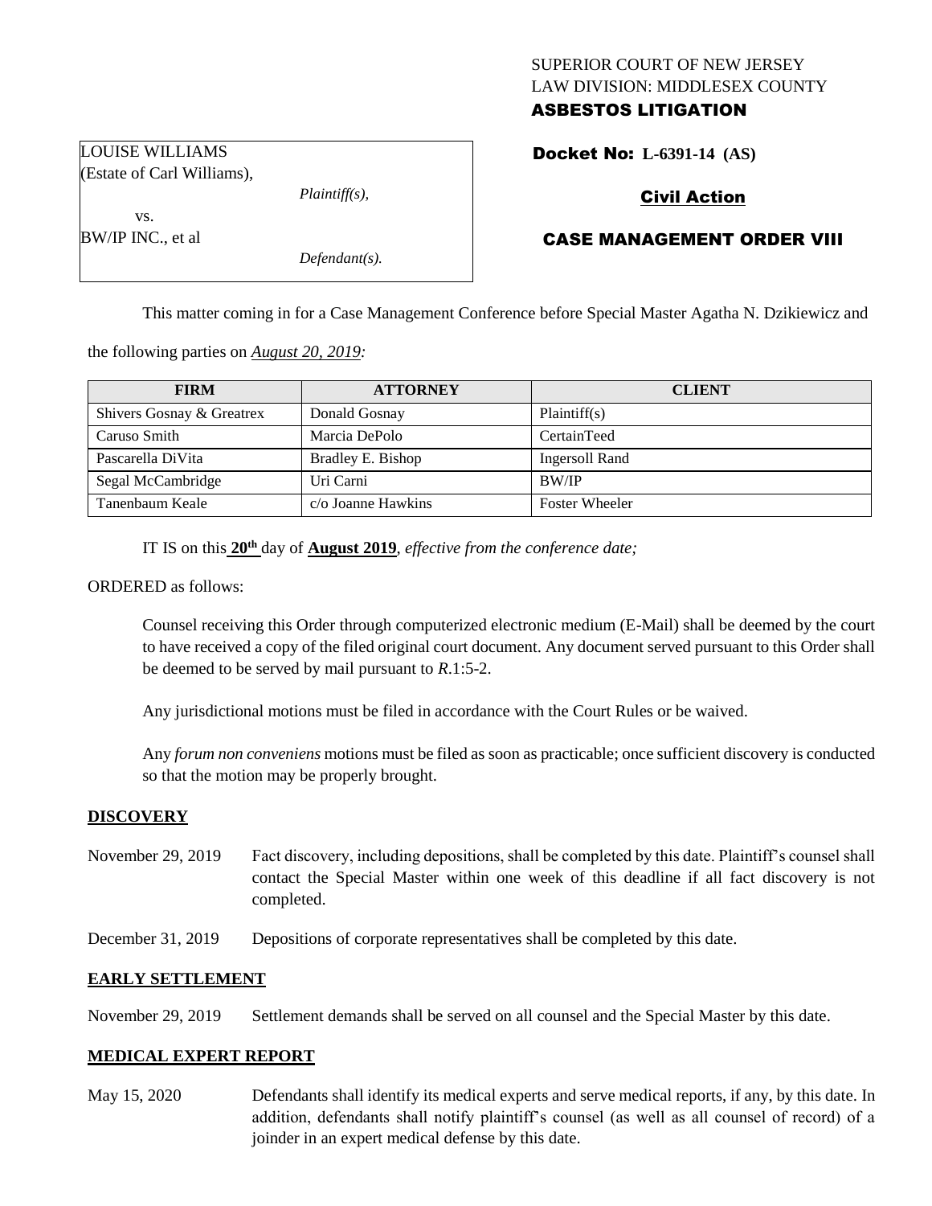SUPERIOR COURT OF NEW JERSEY
LAW DIVISION: MIDDLESEX COUNTY
**ASBESTOS LITIGATION**

| | |
|---|---|
| LOUISE WILLIAMS (Estate of Carl Williams), *Plaintiff(s),* vs. BW/IP INC., et al *Defendant(s).* | **Docket No: L-6391-14 (AS)** |

**Civil Action**

**CASE MANAGEMENT ORDER VIII**

This matter coming in for a Case Management Conference before Special Master Agatha N. Dzikiewicz and the following parties on *August 20, 2019:*

| FIRM | ATTORNEY | CLIENT |
|---|---|---|
| Shivers Gosnay & Greatrex | Donald Gosnay | Plaintiff(s) |
| Caruso Smith | Marcia DePolo | CertainTeed |
| Pascarella DiVita | Bradley E. Bishop | Ingersoll Rand |
| Segal McCambridge | Uri Carni | BW/IP |
| Tanenbaum Keale | c/o Joanne Hawkins | Foster Wheeler |

IT IS on this **20th** day of **August 2019**, *effective from the conference date;*

ORDERED as follows:

Counsel receiving this Order through computerized electronic medium (E-Mail) shall be deemed by the court to have received a copy of the filed original court document. Any document served pursuant to this Order shall be deemed to be served by mail pursuant to *R*.1:5-2.

Any jurisdictional motions must be filed in accordance with the Court Rules or be waived.

Any *forum non conveniens* motions must be filed as soon as practicable; once sufficient discovery is conducted so that the motion may be properly brought.

## DISCOVERY

November 29, 2019 Fact discovery, including depositions, shall be completed by this date. Plaintiff's counsel shall contact the Special Master within one week of this deadline if all fact discovery is not completed.

December 31, 2019 Depositions of corporate representatives shall be completed by this date.

## EARLY SETTLEMENT

November 29, 2019 Settlement demands shall be served on all counsel and the Special Master by this date.

## MEDICAL EXPERT REPORT

May 15, 2020 Defendants shall identify its medical experts and serve medical reports, if any, by this date. In addition, defendants shall notify plaintiff's counsel (as well as all counsel of record) of a joinder in an expert medical defense by this date.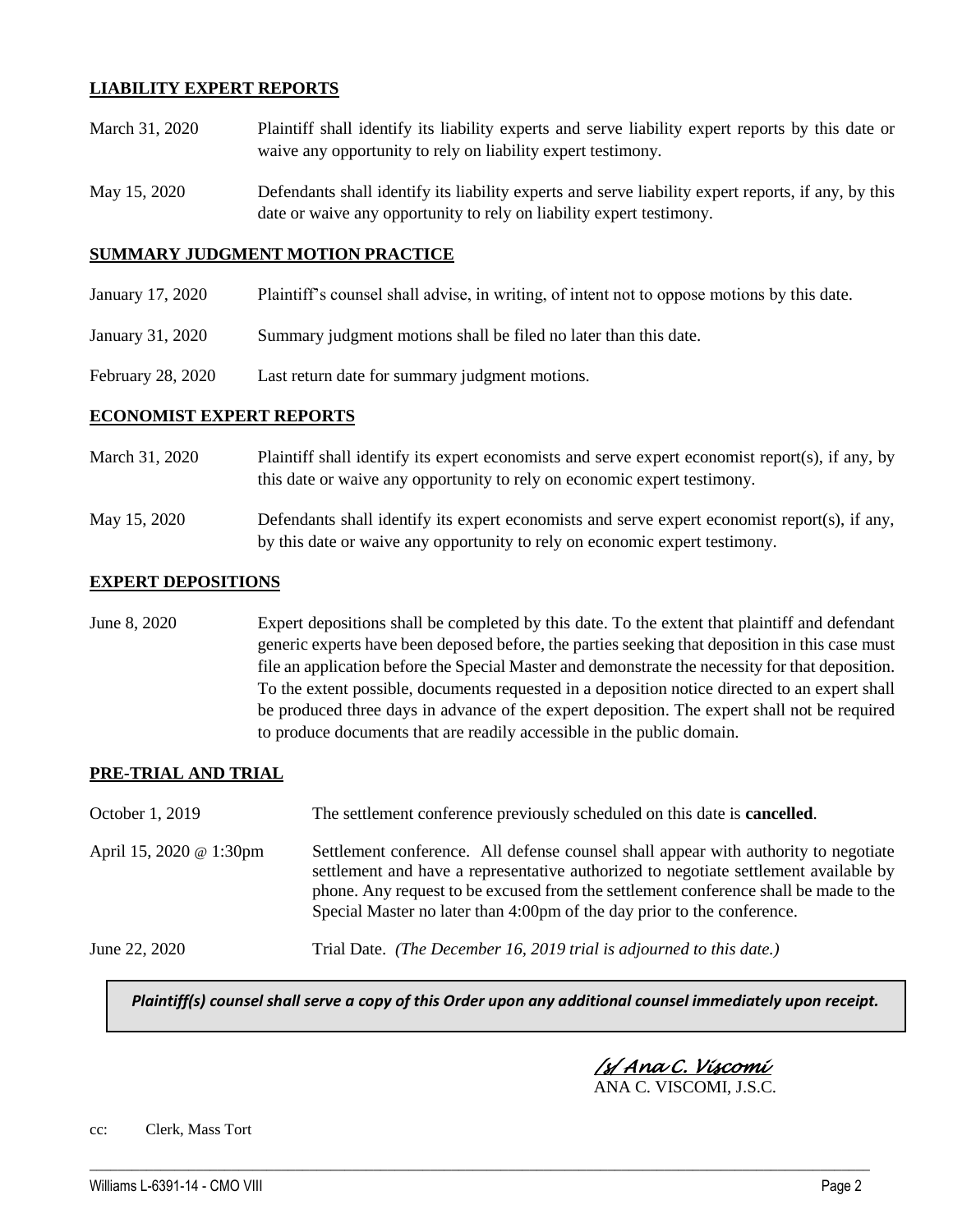## LIABILITY EXPERT REPORTS

| | |
|---|---|
| March 31, 2020 | Plaintiff shall identify its liability experts and serve liability expert reports by this date or waive any opportunity to rely on liability expert testimony. |
| May 15, 2020 | Defendants shall identify its liability experts and serve liability expert reports, if any, by this date or waive any opportunity to rely on liability expert testimony. |

## SUMMARY JUDGMENT MOTION PRACTICE

| | |
|---|---|
| January 17, 2020 | Plaintiff's counsel shall advise, in writing, of intent not to oppose motions by this date. |
| January 31, 2020 | Summary judgment motions shall be filed no later than this date. |
| February 28, 2020 | Last return date for summary judgment motions. |

## ECONOMIST EXPERT REPORTS

| | |
|---|---|
| March 31, 2020 | Plaintiff shall identify its expert economists and serve expert economist report(s), if any, by this date or waive any opportunity to rely on economic expert testimony. |
| May 15, 2020 | Defendants shall identify its expert economists and serve expert economist report(s), if any, by this date or waive any opportunity to rely on economic expert testimony. |

## EXPERT DEPOSITIONS

| | |
|---|---|
| June 8, 2020 | Expert depositions shall be completed by this date. To the extent that plaintiff and defendant generic experts have been deposed before, the parties seeking that deposition in this case must file an application before the Special Master and demonstrate the necessity for that deposition. To the extent possible, documents requested in a deposition notice directed to an expert shall be produced three days in advance of the expert deposition. The expert shall not be required to produce documents that are readily accessible in the public domain. |

## PRE-TRIAL AND TRIAL

| | |
|---|---|
| October 1, 2019 | The settlement conference previously scheduled on this date is **cancelled**. |
| April 15, 2020 @ 1:30pm | Settlement conference. All defense counsel shall appear with authority to negotiate settlement and have a representative authorized to negotiate settlement available by phone. Any request to be excused from the settlement conference shall be made to the Special Master no later than 4:00pm of the day prior to the conference. |
| June 22, 2020 | Trial Date. *(The December 16, 2019 trial is adjourned to this date.)* |

***Plaintiff(s) counsel shall serve a copy of this Order upon any additional counsel immediately upon receipt.***

*/s/ Ana C. Viscomi*
ANA C. VISCOMI, J.S.C.

cc: Clerk, Mass Tort

Williams L-6391-14 - CMO VIII